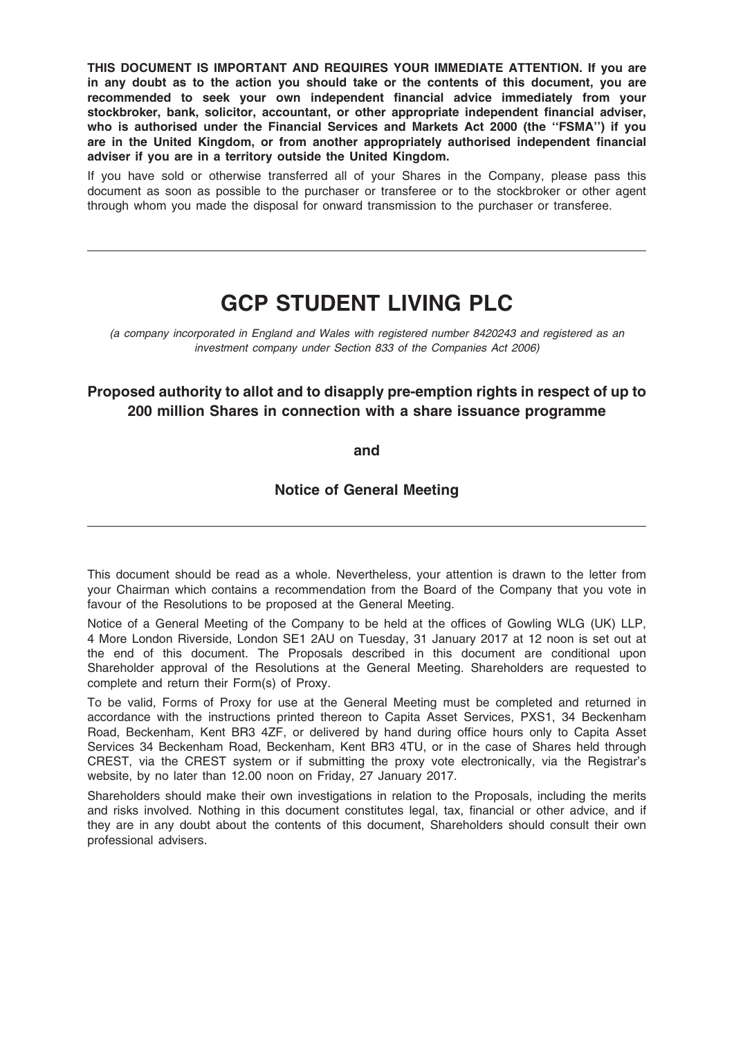**THIS DOCUMENT IS IMPORTANT AND REQUIRES YOUR IMMEDIATE ATTENTION. If you are in any doubt as to the action you should take or the contents of this document, you are recommended to seek your own independent financial advice immediately from your stockbroker, bank, solicitor, accountant, or other appropriate independent financial adviser, who is authorised under the Financial Services and Markets Act 2000 (the ''FSMA'') if you are in the United Kingdom, or from another appropriately authorised independent financial adviser if you are in a territory outside the United Kingdom.**

If you have sold or otherwise transferred all of your Shares in the Company, please pass this document as soon as possible to the purchaser or transferee or to the stockbroker or other agent through whom you made the disposal for onward transmission to the purchaser or transferee.

---

# GCP STUDENT LIVING PLC

*(a company incorporated in England and Wales with registered number 8420243 and registered as an investment company under Section 833 of the Companies Act 2006)*

## Proposed authority to allot and to disapply pre-emption rights in respect of up to 200 million Shares in connection with a share issuance programme

**and**

## Notice of General Meeting

---

This document should be read as a whole. Nevertheless, your attention is drawn to the letter from your Chairman which contains a recommendation from the Board of the Company that you vote in favour of the Resolutions to be proposed at the General Meeting.

Notice of a General Meeting of the Company to be held at the offices of Gowling WLG (UK) LLP, 4 More London Riverside, London SE1 2AU on Tuesday, 31 January 2017 at 12 noon is set out at the end of this document. The Proposals described in this document are conditional upon Shareholder approval of the Resolutions at the General Meeting. Shareholders are requested to complete and return their Form(s) of Proxy.

To be valid, Forms of Proxy for use at the General Meeting must be completed and returned in accordance with the instructions printed thereon to Capita Asset Services, PXS1, 34 Beckenham Road, Beckenham, Kent BR3 4ZF, or delivered by hand during office hours only to Capita Asset Services 34 Beckenham Road, Beckenham, Kent BR3 4TU, or in the case of Shares held through CREST, via the CREST system or if submitting the proxy vote electronically, via the Registrar's website, by no later than 12.00 noon on Friday, 27 January 2017.

Shareholders should make their own investigations in relation to the Proposals, including the merits and risks involved. Nothing in this document constitutes legal, tax, financial or other advice, and if they are in any doubt about the contents of this document, Shareholders should consult their own professional advisers.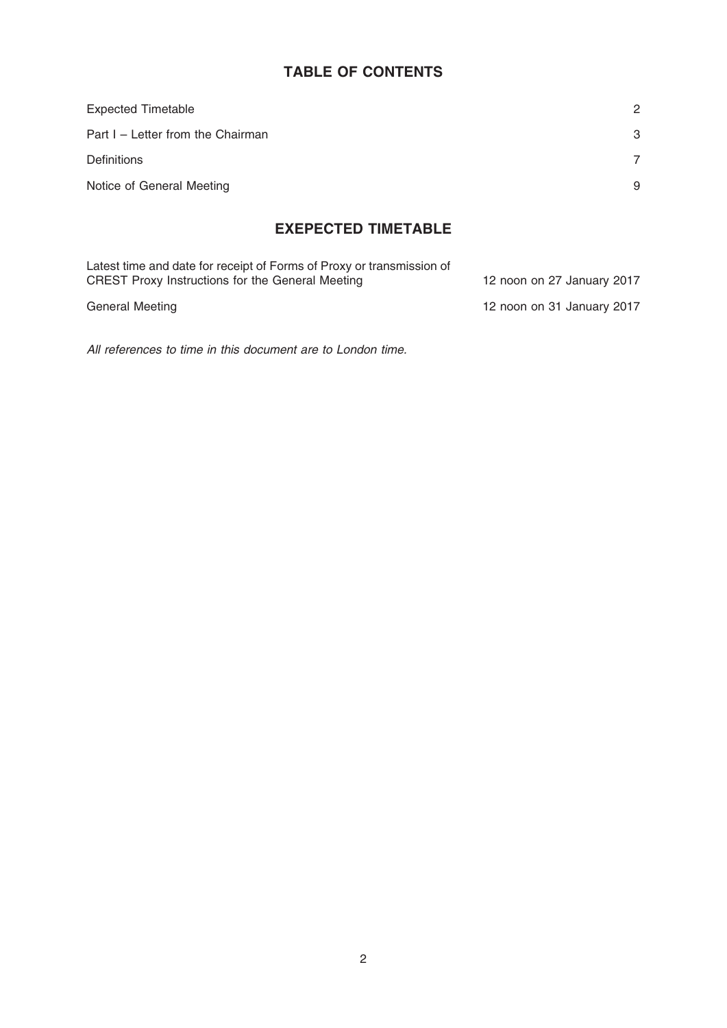## TABLE OF CONTENTS

| | |
|---|---|
| Expected Timetable | 2 |
| Part I – Letter from the Chairman | 3 |
| Definitions | 7 |
| Notice of General Meeting | 9 |

## EXEPECTED TIMETABLE

| | |
|---|---|
| Latest time and date for receipt of Forms of Proxy or transmission of CREST Proxy Instructions for the General Meeting | 12 noon on 27 January 2017 |
| General Meeting | 12 noon on 31 January 2017 |

*All references to time in this document are to London time.*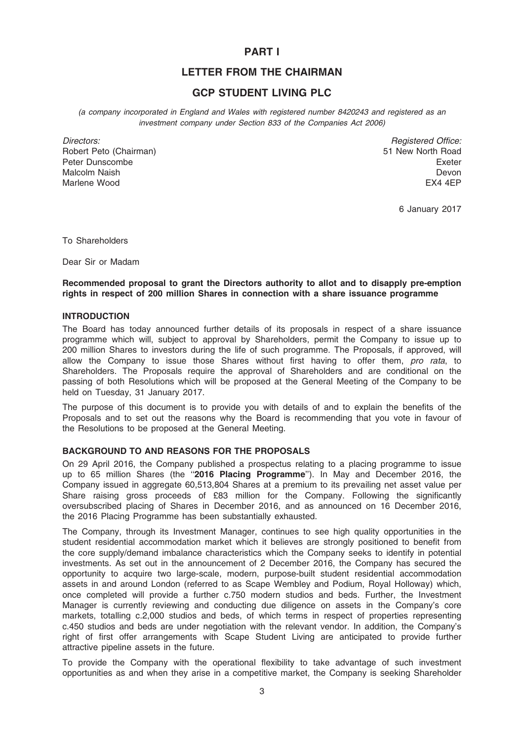# PART I

## LETTER FROM THE CHAIRMAN

## GCP STUDENT LIVING PLC

*(a company incorporated in England and Wales with registered number 8420243 and registered as an investment company under Section 833 of the Companies Act 2006)*

*Directors:*
Robert Peto (Chairman)
Peter Dunscombe
Malcolm Naish
Marlene Wood

*Registered Office:*
51 New North Road
Exeter
Devon
EX4 4EP

6 January 2017

To Shareholders

Dear Sir or Madam

**Recommended proposal to grant the Directors authority to allot and to disapply pre-emption rights in respect of 200 million Shares in connection with a share issuance programme**

### INTRODUCTION

The Board has today announced further details of its proposals in respect of a share issuance programme which will, subject to approval by Shareholders, permit the Company to issue up to 200 million Shares to investors during the life of such programme. The Proposals, if approved, will allow the Company to issue those Shares without first having to offer them, *pro rata*, to Shareholders. The Proposals require the approval of Shareholders and are conditional on the passing of both Resolutions which will be proposed at the General Meeting of the Company to be held on Tuesday, 31 January 2017.

The purpose of this document is to provide you with details of and to explain the benefits of the Proposals and to set out the reasons why the Board is recommending that you vote in favour of the Resolutions to be proposed at the General Meeting.

### BACKGROUND TO AND REASONS FOR THE PROPOSALS

On 29 April 2016, the Company published a prospectus relating to a placing programme to issue up to 65 million Shares (the ''**2016 Placing Programme**''). In May and December 2016, the Company issued in aggregate 60,513,804 Shares at a premium to its prevailing net asset value per Share raising gross proceeds of £83 million for the Company. Following the significantly oversubscribed placing of Shares in December 2016, and as announced on 16 December 2016, the 2016 Placing Programme has been substantially exhausted.

The Company, through its Investment Manager, continues to see high quality opportunities in the student residential accommodation market which it believes are strongly positioned to benefit from the core supply/demand imbalance characteristics which the Company seeks to identify in potential investments. As set out in the announcement of 2 December 2016, the Company has secured the opportunity to acquire two large-scale, modern, purpose-built student residential accommodation assets in and around London (referred to as Scape Wembley and Podium, Royal Holloway) which, once completed will provide a further c.750 modern studios and beds. Further, the Investment Manager is currently reviewing and conducting due diligence on assets in the Company's core markets, totalling c.2,000 studios and beds, of which terms in respect of properties representing c.450 studios and beds are under negotiation with the relevant vendor. In addition, the Company's right of first offer arrangements with Scape Student Living are anticipated to provide further attractive pipeline assets in the future.

To provide the Company with the operational flexibility to take advantage of such investment opportunities as and when they arise in a competitive market, the Company is seeking Shareholder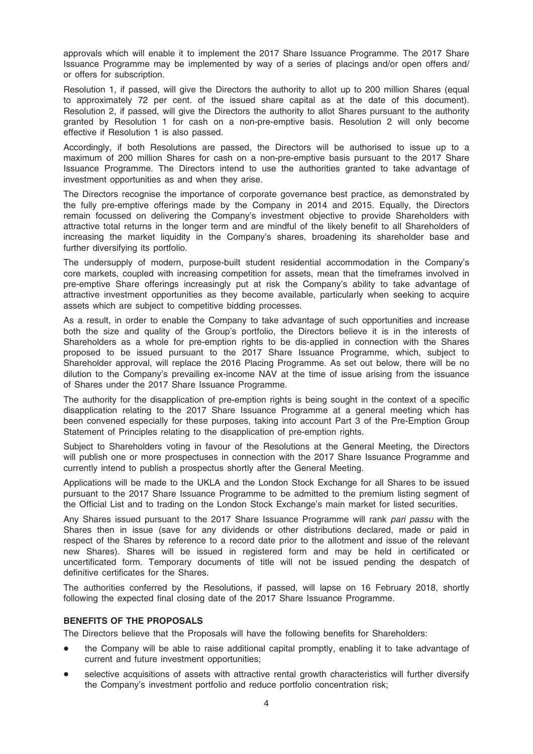approvals which will enable it to implement the 2017 Share Issuance Programme. The 2017 Share Issuance Programme may be implemented by way of a series of placings and/or open offers and/ or offers for subscription.

Resolution 1, if passed, will give the Directors the authority to allot up to 200 million Shares (equal to approximately 72 per cent. of the issued share capital as at the date of this document). Resolution 2, if passed, will give the Directors the authority to allot Shares pursuant to the authority granted by Resolution 1 for cash on a non-pre-emptive basis. Resolution 2 will only become effective if Resolution 1 is also passed.

Accordingly, if both Resolutions are passed, the Directors will be authorised to issue up to a maximum of 200 million Shares for cash on a non-pre-emptive basis pursuant to the 2017 Share Issuance Programme. The Directors intend to use the authorities granted to take advantage of investment opportunities as and when they arise.

The Directors recognise the importance of corporate governance best practice, as demonstrated by the fully pre-emptive offerings made by the Company in 2014 and 2015. Equally, the Directors remain focussed on delivering the Company's investment objective to provide Shareholders with attractive total returns in the longer term and are mindful of the likely benefit to all Shareholders of increasing the market liquidity in the Company's shares, broadening its shareholder base and further diversifying its portfolio.

The undersupply of modern, purpose-built student residential accommodation in the Company's core markets, coupled with increasing competition for assets, mean that the timeframes involved in pre-emptive Share offerings increasingly put at risk the Company's ability to take advantage of attractive investment opportunities as they become available, particularly when seeking to acquire assets which are subject to competitive bidding processes.

As a result, in order to enable the Company to take advantage of such opportunities and increase both the size and quality of the Group's portfolio, the Directors believe it is in the interests of Shareholders as a whole for pre-emption rights to be dis-applied in connection with the Shares proposed to be issued pursuant to the 2017 Share Issuance Programme, which, subject to Shareholder approval, will replace the 2016 Placing Programme. As set out below, there will be no dilution to the Company's prevailing ex-income NAV at the time of issue arising from the issuance of Shares under the 2017 Share Issuance Programme.

The authority for the disapplication of pre-emption rights is being sought in the context of a specific disapplication relating to the 2017 Share Issuance Programme at a general meeting which has been convened especially for these purposes, taking into account Part 3 of the Pre-Emption Group Statement of Principles relating to the disapplication of pre-emption rights.

Subject to Shareholders voting in favour of the Resolutions at the General Meeting, the Directors will publish one or more prospectuses in connection with the 2017 Share Issuance Programme and currently intend to publish a prospectus shortly after the General Meeting.

Applications will be made to the UKLA and the London Stock Exchange for all Shares to be issued pursuant to the 2017 Share Issuance Programme to be admitted to the premium listing segment of the Official List and to trading on the London Stock Exchange's main market for listed securities.

Any Shares issued pursuant to the 2017 Share Issuance Programme will rank *pari passu* with the Shares then in issue (save for any dividends or other distributions declared, made or paid in respect of the Shares by reference to a record date prior to the allotment and issue of the relevant new Shares). Shares will be issued in registered form and may be held in certificated or uncertificated form. Temporary documents of title will not be issued pending the despatch of definitive certificates for the Shares.

The authorities conferred by the Resolutions, if passed, will lapse on 16 February 2018, shortly following the expected final closing date of the 2017 Share Issuance Programme.

**BENEFITS OF THE PROPOSALS**

The Directors believe that the Proposals will have the following benefits for Shareholders:

- the Company will be able to raise additional capital promptly, enabling it to take advantage of current and future investment opportunities;
- selective acquisitions of assets with attractive rental growth characteristics will further diversify the Company's investment portfolio and reduce portfolio concentration risk;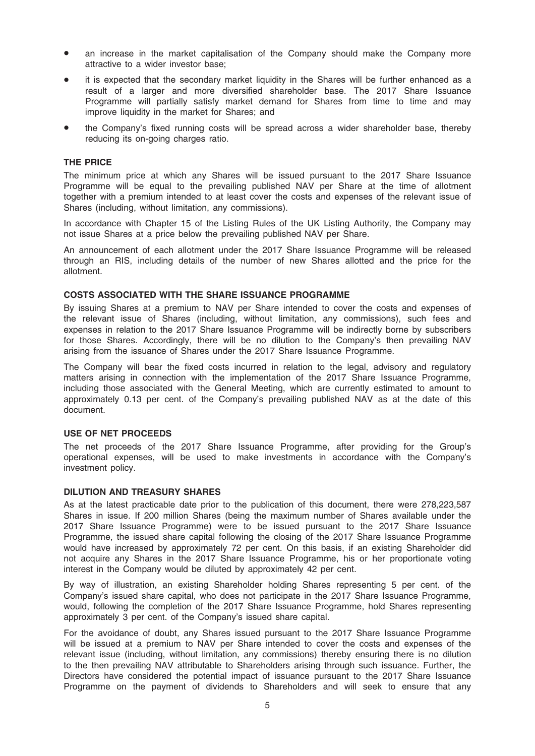- an increase in the market capitalisation of the Company should make the Company more attractive to a wider investor base;
- it is expected that the secondary market liquidity in the Shares will be further enhanced as a result of a larger and more diversified shareholder base. The 2017 Share Issuance Programme will partially satisfy market demand for Shares from time to time and may improve liquidity in the market for Shares; and
- the Company's fixed running costs will be spread across a wider shareholder base, thereby reducing its on-going charges ratio.

## THE PRICE

The minimum price at which any Shares will be issued pursuant to the 2017 Share Issuance Programme will be equal to the prevailing published NAV per Share at the time of allotment together with a premium intended to at least cover the costs and expenses of the relevant issue of Shares (including, without limitation, any commissions).

In accordance with Chapter 15 of the Listing Rules of the UK Listing Authority, the Company may not issue Shares at a price below the prevailing published NAV per Share.

An announcement of each allotment under the 2017 Share Issuance Programme will be released through an RIS, including details of the number of new Shares allotted and the price for the allotment.

## COSTS ASSOCIATED WITH THE SHARE ISSUANCE PROGRAMME

By issuing Shares at a premium to NAV per Share intended to cover the costs and expenses of the relevant issue of Shares (including, without limitation, any commissions), such fees and expenses in relation to the 2017 Share Issuance Programme will be indirectly borne by subscribers for those Shares. Accordingly, there will be no dilution to the Company's then prevailing NAV arising from the issuance of Shares under the 2017 Share Issuance Programme.

The Company will bear the fixed costs incurred in relation to the legal, advisory and regulatory matters arising in connection with the implementation of the 2017 Share Issuance Programme, including those associated with the General Meeting, which are currently estimated to amount to approximately 0.13 per cent. of the Company's prevailing published NAV as at the date of this document.

## USE OF NET PROCEEDS

The net proceeds of the 2017 Share Issuance Programme, after providing for the Group's operational expenses, will be used to make investments in accordance with the Company's investment policy.

## DILUTION AND TREASURY SHARES

As at the latest practicable date prior to the publication of this document, there were 278,223,587 Shares in issue. If 200 million Shares (being the maximum number of Shares available under the 2017 Share Issuance Programme) were to be issued pursuant to the 2017 Share Issuance Programme, the issued share capital following the closing of the 2017 Share Issuance Programme would have increased by approximately 72 per cent. On this basis, if an existing Shareholder did not acquire any Shares in the 2017 Share Issuance Programme, his or her proportionate voting interest in the Company would be diluted by approximately 42 per cent.

By way of illustration, an existing Shareholder holding Shares representing 5 per cent. of the Company's issued share capital, who does not participate in the 2017 Share Issuance Programme, would, following the completion of the 2017 Share Issuance Programme, hold Shares representing approximately 3 per cent. of the Company's issued share capital.

For the avoidance of doubt, any Shares issued pursuant to the 2017 Share Issuance Programme will be issued at a premium to NAV per Share intended to cover the costs and expenses of the relevant issue (including, without limitation, any commissions) thereby ensuring there is no dilution to the then prevailing NAV attributable to Shareholders arising through such issuance. Further, the Directors have considered the potential impact of issuance pursuant to the 2017 Share Issuance Programme on the payment of dividends to Shareholders and will seek to ensure that any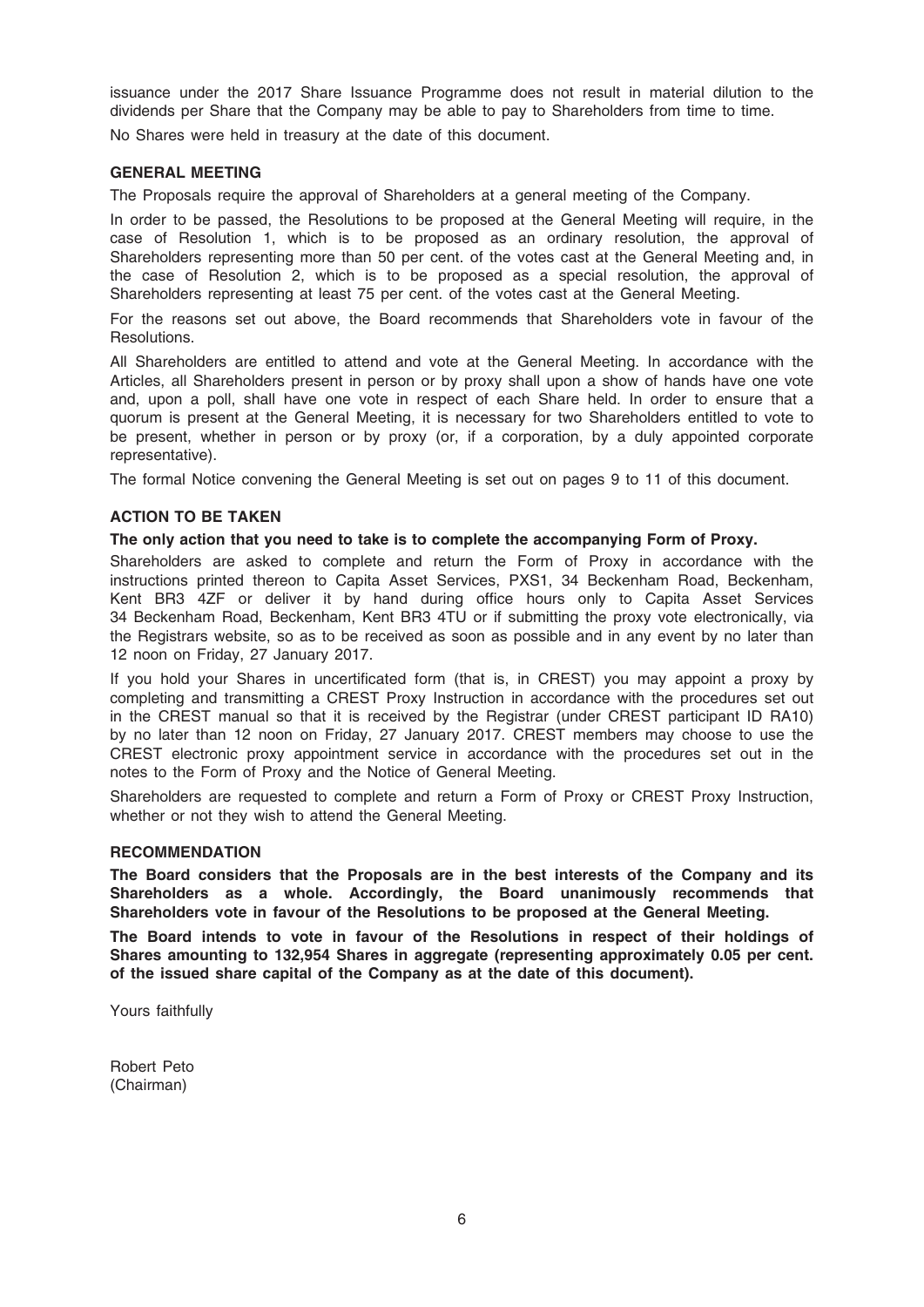issuance under the 2017 Share Issuance Programme does not result in material dilution to the dividends per Share that the Company may be able to pay to Shareholders from time to time.

No Shares were held in treasury at the date of this document.

### GENERAL MEETING

The Proposals require the approval of Shareholders at a general meeting of the Company.

In order to be passed, the Resolutions to be proposed at the General Meeting will require, in the case of Resolution 1, which is to be proposed as an ordinary resolution, the approval of Shareholders representing more than 50 per cent. of the votes cast at the General Meeting and, in the case of Resolution 2, which is to be proposed as a special resolution, the approval of Shareholders representing at least 75 per cent. of the votes cast at the General Meeting.

For the reasons set out above, the Board recommends that Shareholders vote in favour of the Resolutions.

All Shareholders are entitled to attend and vote at the General Meeting. In accordance with the Articles, all Shareholders present in person or by proxy shall upon a show of hands have one vote and, upon a poll, shall have one vote in respect of each Share held. In order to ensure that a quorum is present at the General Meeting, it is necessary for two Shareholders entitled to vote to be present, whether in person or by proxy (or, if a corporation, by a duly appointed corporate representative).

The formal Notice convening the General Meeting is set out on pages 9 to 11 of this document.

### ACTION TO BE TAKEN

**The only action that you need to take is to complete the accompanying Form of Proxy.**

Shareholders are asked to complete and return the Form of Proxy in accordance with the instructions printed thereon to Capita Asset Services, PXS1, 34 Beckenham Road, Beckenham, Kent BR3 4ZF or deliver it by hand during office hours only to Capita Asset Services 34 Beckenham Road, Beckenham, Kent BR3 4TU or if submitting the proxy vote electronically, via the Registrars website, so as to be received as soon as possible and in any event by no later than 12 noon on Friday, 27 January 2017.

If you hold your Shares in uncertificated form (that is, in CREST) you may appoint a proxy by completing and transmitting a CREST Proxy Instruction in accordance with the procedures set out in the CREST manual so that it is received by the Registrar (under CREST participant ID RA10) by no later than 12 noon on Friday, 27 January 2017. CREST members may choose to use the CREST electronic proxy appointment service in accordance with the procedures set out in the notes to the Form of Proxy and the Notice of General Meeting.

Shareholders are requested to complete and return a Form of Proxy or CREST Proxy Instruction, whether or not they wish to attend the General Meeting.

### RECOMMENDATION

**The Board considers that the Proposals are in the best interests of the Company and its Shareholders as a whole. Accordingly, the Board unanimously recommends that Shareholders vote in favour of the Resolutions to be proposed at the General Meeting.**

**The Board intends to vote in favour of the Resolutions in respect of their holdings of Shares amounting to 132,954 Shares in aggregate (representing approximately 0.05 per cent. of the issued share capital of the Company as at the date of this document).**

Yours faithfully

Robert Peto
(Chairman)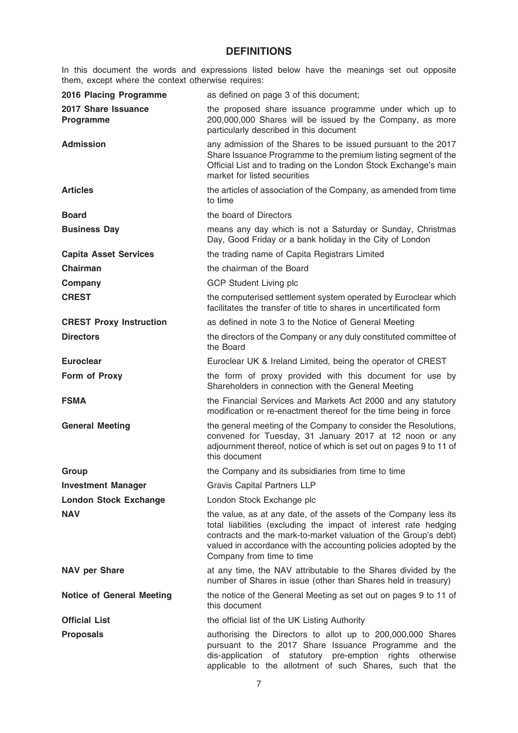# DEFINITIONS

In this document the words and expressions listed below have the meanings set out opposite them, except where the context otherwise requires:

| | |
|---|---|
| **2016 Placing Programme** | as defined on page 3 of this document; |
| **2017 Share Issuance Programme** | the proposed share issuance programme under which up to 200,000,000 Shares will be issued by the Company, as more particularly described in this document |
| **Admission** | any admission of the Shares to be issued pursuant to the 2017 Share Issuance Programme to the premium listing segment of the Official List and to trading on the London Stock Exchange's main market for listed securities |
| **Articles** | the articles of association of the Company, as amended from time to time |
| **Board** | the board of Directors |
| **Business Day** | means any day which is not a Saturday or Sunday, Christmas Day, Good Friday or a bank holiday in the City of London |
| **Capita Asset Services** | the trading name of Capita Registrars Limited |
| **Chairman** | the chairman of the Board |
| **Company** | GCP Student Living plc |
| **CREST** | the computerised settlement system operated by Euroclear which facilitates the transfer of title to shares in uncertificated form |
| **CREST Proxy Instruction** | as defined in note 3 to the Notice of General Meeting |
| **Directors** | the directors of the Company or any duly constituted committee of the Board |
| **Euroclear** | Euroclear UK & Ireland Limited, being the operator of CREST |
| **Form of Proxy** | the form of proxy provided with this document for use by Shareholders in connection with the General Meeting |
| **FSMA** | the Financial Services and Markets Act 2000 and any statutory modification or re-enactment thereof for the time being in force |
| **General Meeting** | the general meeting of the Company to consider the Resolutions, convened for Tuesday, 31 January 2017 at 12 noon or any adjournment thereof, notice of which is set out on pages 9 to 11 of this document |
| **Group** | the Company and its subsidiaries from time to time |
| **Investment Manager** | Gravis Capital Partners LLP |
| **London Stock Exchange** | London Stock Exchange plc |
| **NAV** | the value, as at any date, of the assets of the Company less its total liabilities (excluding the impact of interest rate hedging contracts and the mark-to-market valuation of the Group's debt) valued in accordance with the accounting policies adopted by the Company from time to time |
| **NAV per Share** | at any time, the NAV attributable to the Shares divided by the number of Shares in issue (other than Shares held in treasury) |
| **Notice of General Meeting** | the notice of the General Meeting as set out on pages 9 to 11 of this document |
| **Official List** | the official list of the UK Listing Authority |
| **Proposals** | authorising the Directors to allot up to 200,000,000 Shares pursuant to the 2017 Share Issuance Programme and the dis-application of statutory pre-emption rights otherwise applicable to the allotment of such Shares, such that the |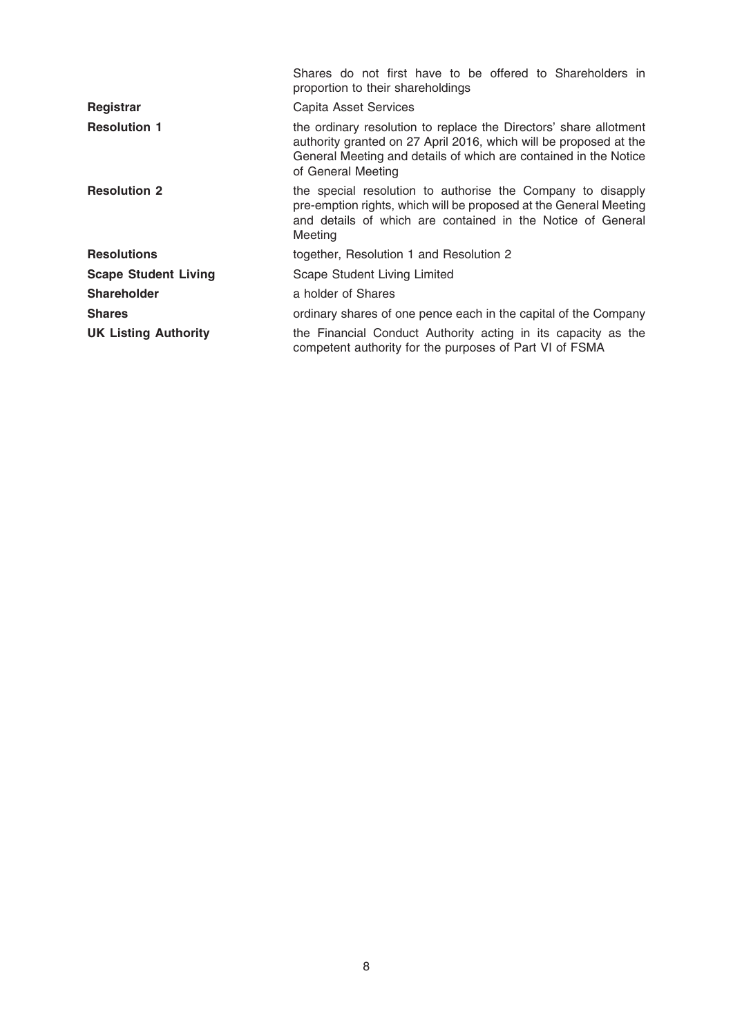| | |
|---|---|
| | Shares do not first have to be offered to Shareholders in proportion to their shareholdings |
| **Registrar** | Capita Asset Services |
| **Resolution 1** | the ordinary resolution to replace the Directors' share allotment authority granted on 27 April 2016, which will be proposed at the General Meeting and details of which are contained in the Notice of General Meeting |
| **Resolution 2** | the special resolution to authorise the Company to disapply pre-emption rights, which will be proposed at the General Meeting and details of which are contained in the Notice of General Meeting |
| **Resolutions** | together, Resolution 1 and Resolution 2 |
| **Scape Student Living** | Scape Student Living Limited |
| **Shareholder** | a holder of Shares |
| **Shares** | ordinary shares of one pence each in the capital of the Company |
| **UK Listing Authority** | the Financial Conduct Authority acting in its capacity as the competent authority for the purposes of Part VI of FSMA |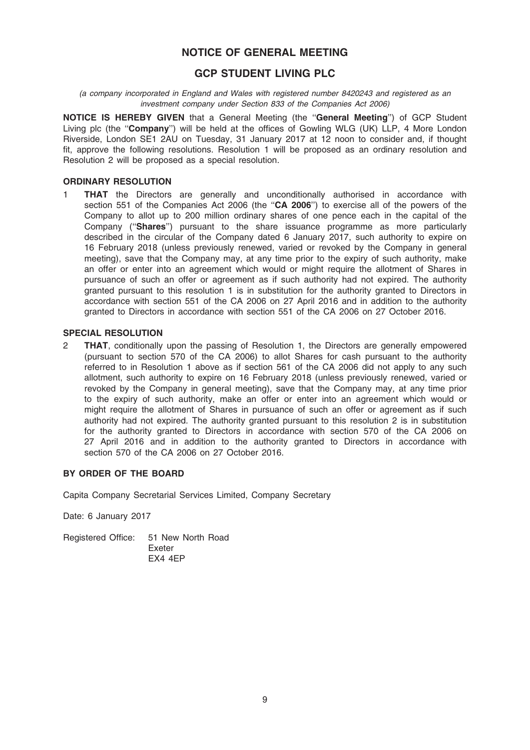# NOTICE OF GENERAL MEETING

## GCP STUDENT LIVING PLC

*(a company incorporated in England and Wales with registered number 8420243 and registered as an investment company under Section 833 of the Companies Act 2006)*

**NOTICE IS HEREBY GIVEN** that a General Meeting (the ''**General Meeting**'') of GCP Student Living plc (the ''**Company**'') will be held at the offices of Gowling WLG (UK) LLP, 4 More London Riverside, London SE1 2AU on Tuesday, 31 January 2017 at 12 noon to consider and, if thought fit, approve the following resolutions. Resolution 1 will be proposed as an ordinary resolution and Resolution 2 will be proposed as a special resolution.

### ORDINARY RESOLUTION

1 **THAT** the Directors are generally and unconditionally authorised in accordance with section 551 of the Companies Act 2006 (the ''**CA 2006**'') to exercise all of the powers of the Company to allot up to 200 million ordinary shares of one pence each in the capital of the Company (''**Shares**'') pursuant to the share issuance programme as more particularly described in the circular of the Company dated 6 January 2017, such authority to expire on 16 February 2018 (unless previously renewed, varied or revoked by the Company in general meeting), save that the Company may, at any time prior to the expiry of such authority, make an offer or enter into an agreement which would or might require the allotment of Shares in pursuance of such an offer or agreement as if such authority had not expired. The authority granted pursuant to this resolution 1 is in substitution for the authority granted to Directors in accordance with section 551 of the CA 2006 on 27 April 2016 and in addition to the authority granted to Directors in accordance with section 551 of the CA 2006 on 27 October 2016.

### SPECIAL RESOLUTION

2 **THAT**, conditionally upon the passing of Resolution 1, the Directors are generally empowered (pursuant to section 570 of the CA 2006) to allot Shares for cash pursuant to the authority referred to in Resolution 1 above as if section 561 of the CA 2006 did not apply to any such allotment, such authority to expire on 16 February 2018 (unless previously renewed, varied or revoked by the Company in general meeting), save that the Company may, at any time prior to the expiry of such authority, make an offer or enter into an agreement which would or might require the allotment of Shares in pursuance of such an offer or agreement as if such authority had not expired. The authority granted pursuant to this resolution 2 is in substitution for the authority granted to Directors in accordance with section 570 of the CA 2006 on 27 April 2016 and in addition to the authority granted to Directors in accordance with section 570 of the CA 2006 on 27 October 2016.

### BY ORDER OF THE BOARD

Capita Company Secretarial Services Limited, Company Secretary

Date: 6 January 2017

Registered Office: 51 New North Road
Exeter
EX4 4EP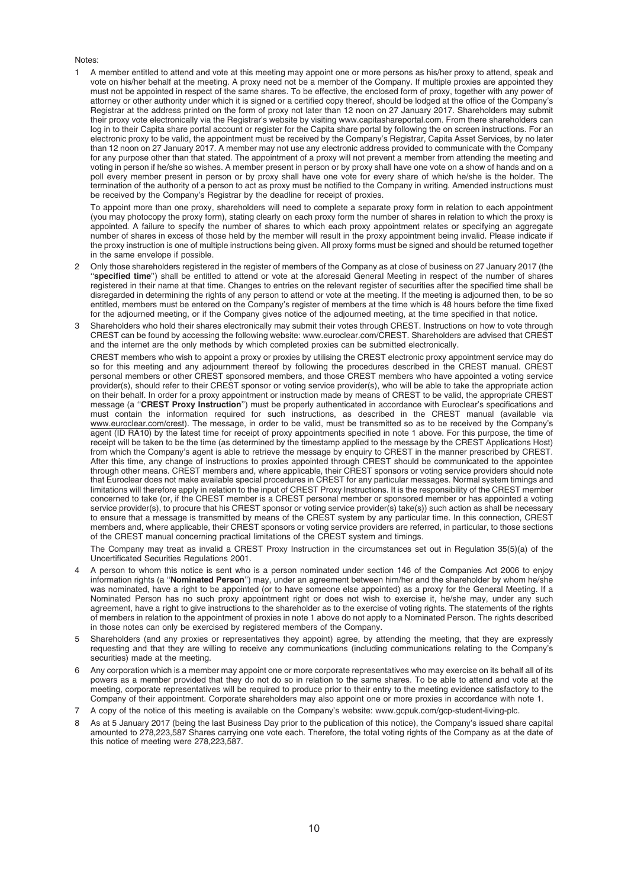Notes:

1. A member entitled to attend and vote at this meeting may appoint one or more persons as his/her proxy to attend, speak and vote on his/her behalf at the meeting. A proxy need not be a member of the Company. If multiple proxies are appointed they must not be appointed in respect of the same shares. To be effective, the enclosed form of proxy, together with any power of attorney or other authority under which it is signed or a certified copy thereof, should be lodged at the office of the Company's Registrar at the address printed on the form of proxy not later than 12 noon on 27 January 2017. Shareholders may submit their proxy vote electronically via the Registrar's website by visiting www.capitashareportal.com. From there shareholders can log in to their Capita share portal account or register for the Capita share portal by following the on screen instructions. For an electronic proxy to be valid, the appointment must be received by the Company's Registrar, Capita Asset Services, by no later than 12 noon on 27 January 2017. A member may not use any electronic address provided to communicate with the Company for any purpose other than that stated. The appointment of a proxy will not prevent a member from attending the meeting and voting in person if he/she so wishes. A member present in person or by proxy shall have one vote on a show of hands and on a poll every member present in person or by proxy shall have one vote for every share of which he/she is the holder. The termination of the authority of a person to act as proxy must be notified to the Company in writing. Amended instructions must be received by the Company's Registrar by the deadline for receipt of proxies.

   To appoint more than one proxy, shareholders will need to complete a separate proxy form in relation to each appointment (you may photocopy the proxy form), stating clearly on each proxy form the number of shares in relation to which the proxy is appointed. A failure to specify the number of shares to which each proxy appointment relates or specifying an aggregate number of shares in excess of those held by the member will result in the proxy appointment being invalid. Please indicate if the proxy instruction is one of multiple instructions being given. All proxy forms must be signed and should be returned together in the same envelope if possible.

2. Only those shareholders registered in the register of members of the Company as at close of business on 27 January 2017 (the "**specified time**") shall be entitled to attend or vote at the aforesaid General Meeting in respect of the number of shares registered in their name at that time. Changes to entries on the relevant register of securities after the specified time shall be disregarded in determining the rights of any person to attend or vote at the meeting. If the meeting is adjourned then, to be so entitled, members must be entered on the Company's register of members at the time which is 48 hours before the time fixed for the adjourned meeting, or if the Company gives notice of the adjourned meeting, at the time specified in that notice.

3. Shareholders who hold their shares electronically may submit their votes through CREST. Instructions on how to vote through CREST can be found by accessing the following website: www.euroclear.com/CREST. Shareholders are advised that CREST and the internet are the only methods by which completed proxies can be submitted electronically.

   CREST members who wish to appoint a proxy or proxies by utilising the CREST electronic proxy appointment service may do so for this meeting and any adjournment thereof by following the procedures described in the CREST manual. CREST personal members or other CREST sponsored members, and those CREST members who have appointed a voting service provider(s), should refer to their CREST sponsor or voting service provider(s), who will be able to take the appropriate action on their behalf. In order for a proxy appointment or instruction made by means of CREST to be valid, the appropriate CREST message (a "**CREST Proxy Instruction**") must be properly authenticated in accordance with Euroclear's specifications and must contain the information required for such instructions, as described in the CREST manual (available via www.euroclear.com/crest). The message, in order to be valid, must be transmitted so as to be received by the Company's agent (ID RA10) by the latest time for receipt of proxy appointments specified in note 1 above. For this purpose, the time of receipt will be taken to be the time (as determined by the timestamp applied to the message by the CREST Applications Host) from which the Company's agent is able to retrieve the message by enquiry to CREST in the manner prescribed by CREST. After this time, any change of instructions to proxies appointed through CREST should be communicated to the appointee through other means. CREST members and, where applicable, their CREST sponsors or voting service providers should note that Euroclear does not make available special procedures in CREST for any particular messages. Normal system timings and limitations will therefore apply in relation to the input of CREST Proxy Instructions. It is the responsibility of the CREST member concerned to take (or, if the CREST member is a CREST personal member or sponsored member or has appointed a voting service provider(s), to procure that his CREST sponsor or voting service provider(s) take(s)) such action as shall be necessary to ensure that a message is transmitted by means of the CREST system by any particular time. In this connection, CREST members and, where applicable, their CREST sponsors or voting service providers are referred, in particular, to those sections of the CREST manual concerning practical limitations of the CREST system and timings.

   The Company may treat as invalid a CREST Proxy Instruction in the circumstances set out in Regulation 35(5)(a) of the Uncertificated Securities Regulations 2001.

4. A person to whom this notice is sent who is a person nominated under section 146 of the Companies Act 2006 to enjoy information rights (a "**Nominated Person**") may, under an agreement between him/her and the shareholder by whom he/she was nominated, have a right to be appointed (or to have someone else appointed) as a proxy for the General Meeting. If a Nominated Person has no such proxy appointment right or does not wish to exercise it, he/she may, under any such agreement, have a right to give instructions to the shareholder as to the exercise of voting rights. The statements of the rights of members in relation to the appointment of proxies in note 1 above do not apply to a Nominated Person. The rights described in those notes can only be exercised by registered members of the Company.

5. Shareholders (and any proxies or representatives they appoint) agree, by attending the meeting, that they are expressly requesting and that they are willing to receive any communications (including communications relating to the Company's securities) made at the meeting.

6. Any corporation which is a member may appoint one or more corporate representatives who may exercise on its behalf all of its powers as a member provided that they do not do so in relation to the same shares. To be able to attend and vote at the meeting, corporate representatives will be required to produce prior to their entry to the meeting evidence satisfactory to the Company of their appointment. Corporate shareholders may also appoint one or more proxies in accordance with note 1.

7. A copy of the notice of this meeting is available on the Company's website: www.gcpuk.com/gcp-student-living-plc.

8. As at 5 January 2017 (being the last Business Day prior to the publication of this notice), the Company's issued share capital amounted to 278,223,587 Shares carrying one vote each. Therefore, the total voting rights of the Company as at the date of this notice of meeting were 278,223,587.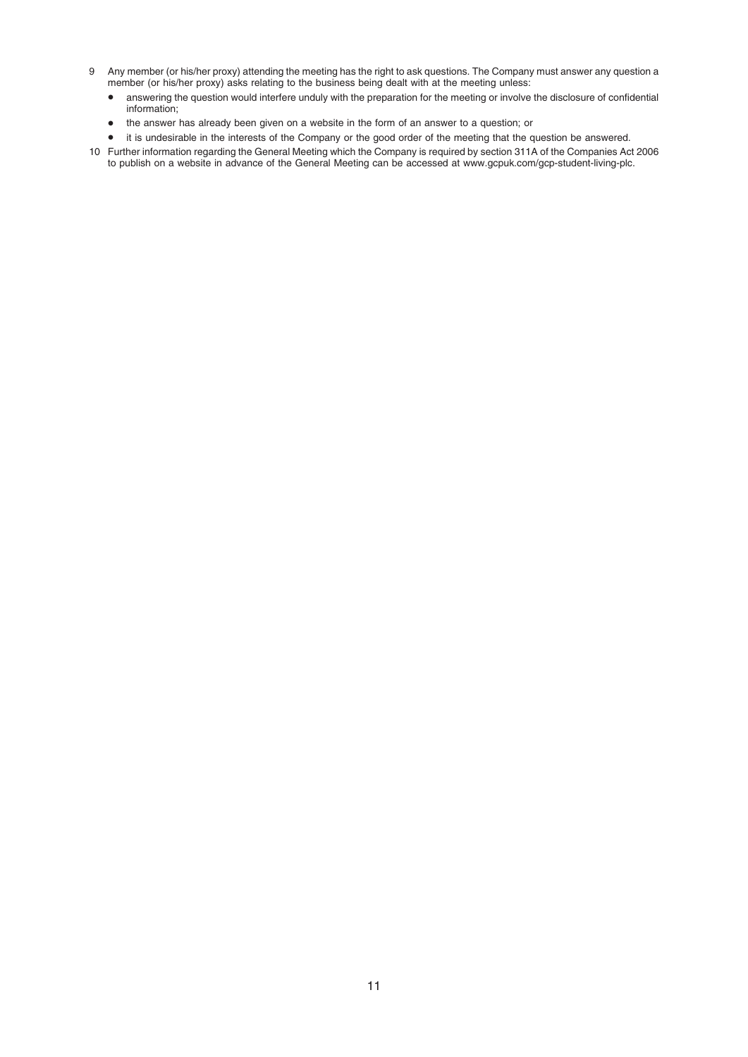9 Any member (or his/her proxy) attending the meeting has the right to ask questions. The Company must answer any question a member (or his/her proxy) asks relating to the business being dealt with at the meeting unless:

- answering the question would interfere unduly with the preparation for the meeting or involve the disclosure of confidential information;
- the answer has already been given on a website in the form of an answer to a question; or
- it is undesirable in the interests of the Company or the good order of the meeting that the question be answered.

10 Further information regarding the General Meeting which the Company is required by section 311A of the Companies Act 2006 to publish on a website in advance of the General Meeting can be accessed at www.gcpuk.com/gcp-student-living-plc.